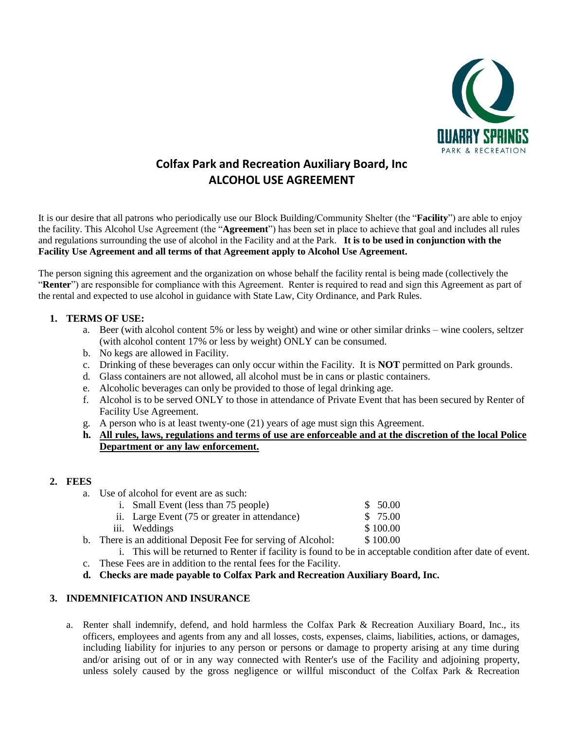# Colfax Park and Recreation Auxiliary Board, Inc
# ALCOHOL USE AGREEMENT

It is our desire that all patrons who periodically use our Block Building/Community Shelter (the "**Facility**") are able to enjoy the facility. This Alcohol Use Agreement (the "**Agreement**") has been set in place to achieve that goal and includes all rules and regulations surrounding the use of alcohol in the Facility and at the Park. **It is to be used in conjunction with the Facility Use Agreement and all terms of that Agreement apply to Alcohol Use Agreement.**

The person signing this agreement and the organization on whose behalf the facility rental is being made (collectively the "**Renter**") are responsible for compliance with this Agreement. Renter is required to read and sign this Agreement as part of the rental and expected to use alcohol in guidance with State Law, City Ordinance, and Park Rules.

1. **TERMS OF USE:**
   a. Beer (with alcohol content 5% or less by weight) and wine or other similar drinks – wine coolers, seltzer (with alcohol content 17% or less by weight) ONLY can be consumed.
   b. No kegs are allowed in Facility.
   c. Drinking of these beverages can only occur within the Facility. It is **NOT** permitted on Park grounds.
   d. Glass containers are not allowed, all alcohol must be in cans or plastic containers.
   e. Alcoholic beverages can only be provided to those of legal drinking age.
   f. Alcohol is to be served ONLY to those in attendance of Private Event that has been secured by Renter of Facility Use Agreement.
   g. A person who is at least twenty-one (21) years of age must sign this Agreement.
   h. **<u>All rules, laws, regulations and terms of use are enforceable and at the discretion of the local Police Department or any law enforcement.</u>**

2. **FEES**
   a. Use of alcohol for event are as such:
      i. Small Event (less than 75 people) $ 50.00
      ii. Large Event (75 or greater in attendance) $ 75.00
      iii. Weddings $ 100.00
   b. There is an additional Deposit Fee for serving of Alcohol: $ 100.00
      i. This will be returned to Renter if facility is found to be in acceptable condition after date of event.
   c. These Fees are in addition to the rental fees for the Facility.
   d. **Checks are made payable to Colfax Park and Recreation Auxiliary Board, Inc.**

3. **INDEMNIFICATION AND INSURANCE**
   a. Renter shall indemnify, defend, and hold harmless the Colfax Park & Recreation Auxiliary Board, Inc., its officers, employees and agents from any and all losses, costs, expenses, claims, liabilities, actions, or damages, including liability for injuries to any person or persons or damage to property arising at any time during and/or arising out of or in any way connected with Renter's use of the Facility and adjoining property, unless solely caused by the gross negligence or willful misconduct of the Colfax Park & Recreation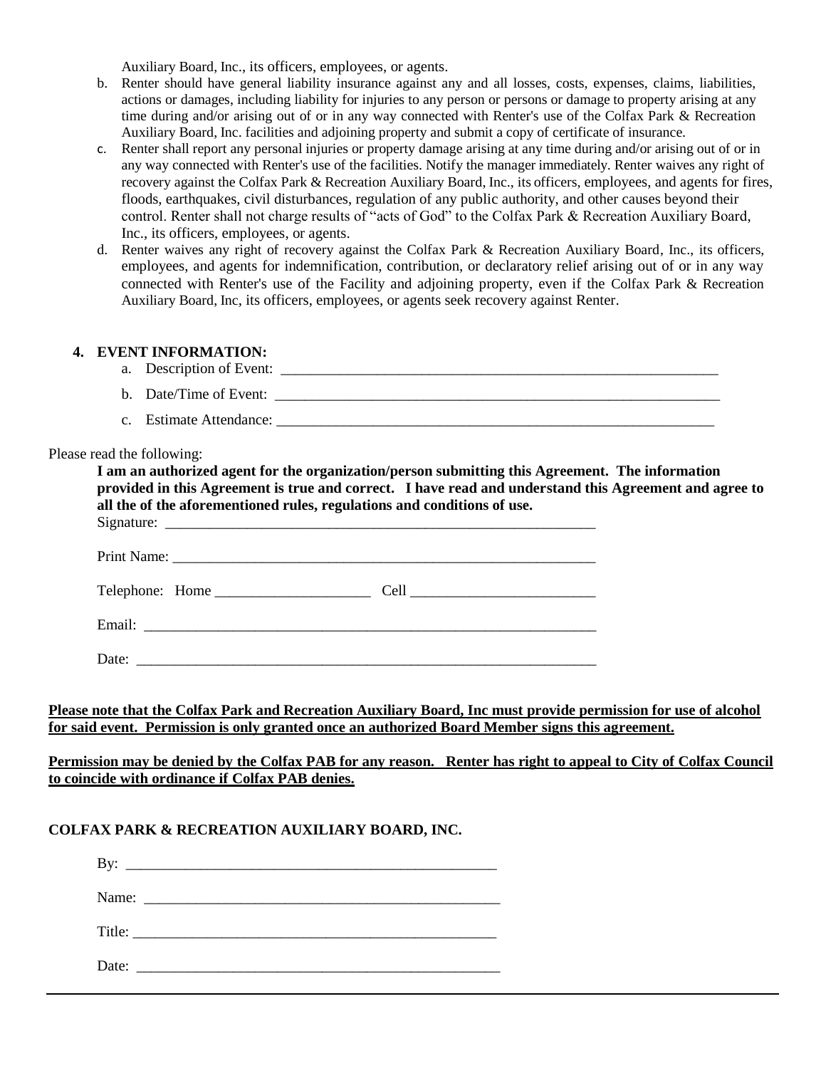Auxiliary Board, Inc., its officers, employees, or agents.

b. Renter should have general liability insurance against any and all losses, costs, expenses, claims, liabilities, actions or damages, including liability for injuries to any person or persons or damage to property arising at any time during and/or arising out of or in any way connected with Renter's use of the Colfax Park & Recreation Auxiliary Board, Inc. facilities and adjoining property and submit a copy of certificate of insurance.

c. Renter shall report any personal injuries or property damage arising at any time during and/or arising out of or in any way connected with Renter's use of the facilities. Notify the manager immediately. Renter waives any right of recovery against the Colfax Park & Recreation Auxiliary Board, Inc., its officers, employees, and agents for fires, floods, earthquakes, civil disturbances, regulation of any public authority, and other causes beyond their control. Renter shall not charge results of "acts of God" to the Colfax Park & Recreation Auxiliary Board, Inc., its officers, employees, or agents.

d. Renter waives any right of recovery against the Colfax Park & Recreation Auxiliary Board, Inc., its officers, employees, and agents for indemnification, contribution, or declaratory relief arising out of or in any way connected with Renter's use of the Facility and adjoining property, even if the Colfax Park & Recreation Auxiliary Board, Inc, its officers, employees, or agents seek recovery against Renter.

**4. EVENT INFORMATION:**

a. Description of Event: ____________________________________________________________

b. Date/Time of Event: ______________________________________________________________

c. Estimate Attendance: _____________________________________________________________

Please read the following:

**I am an authorized agent for the organization/person submitting this Agreement. The information provided in this Agreement is true and correct. I have read and understand this Agreement and agree to all the of the aforementioned rules, regulations and conditions of use.**

Signature: ____________________________________________________________

Print Name: ___________________________________________________________

Telephone: Home ____________________ Cell ________________________

Email: ________________________________________________________________

Date: _________________________________________________________________

**<u>Please note that the Colfax Park and Recreation Auxiliary Board, Inc must provide permission for use of alcohol for said event. Permission is only granted once an authorized Board Member signs this agreement.</u>**

**<u>Permission may be denied by the Colfax PAB for any reason. Renter has right to appeal to City of Colfax Council to coincide with ordinance if Colfax PAB denies.</u>**

**COLFAX PARK & RECREATION AUXILIARY BOARD, INC.**

By: ___________________________________________________

Name: _________________________________________________

Title: __________________________________________________

Date: __________________________________________________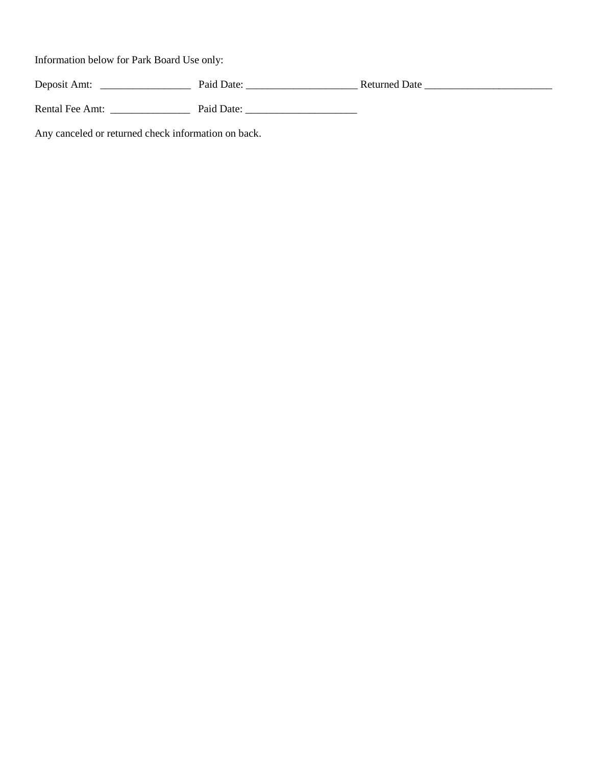Information below for Park Board Use only:

Deposit Amt: _________________ Paid Date: _____________________ Returned Date ________________________

Rental Fee Amt: _______________ Paid Date: _____________________

Any canceled or returned check information on back.